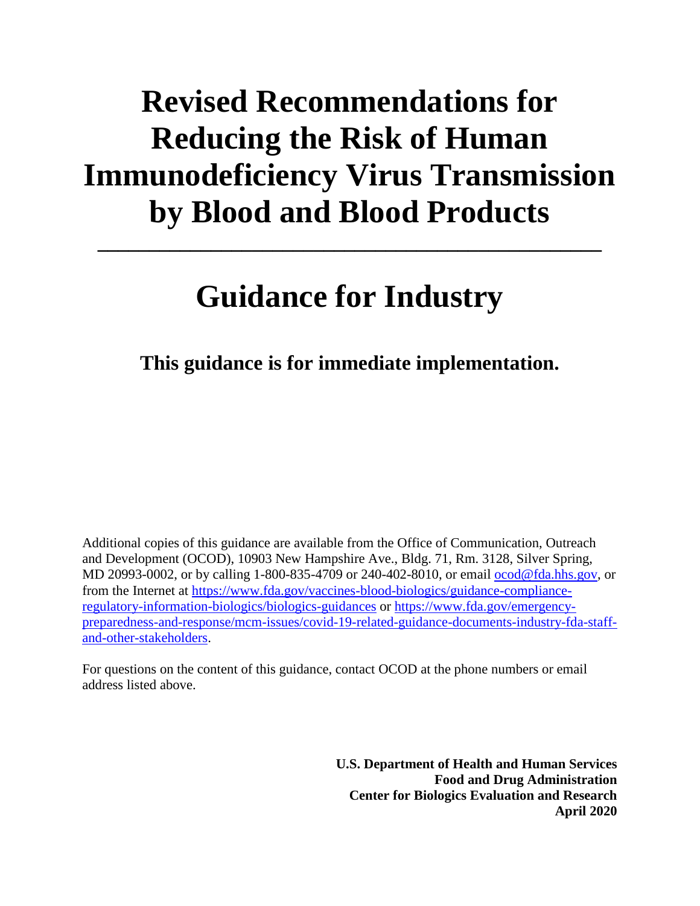# Revised Recommendations for Reducing the Risk of Human Immunodeficiency Virus Transmission by Blood and Blood Products

---

# Guidance for Industry

**This guidance is for immediate implementation.**

Additional copies of this guidance are available from the Office of Communication, Outreach and Development (OCOD), 10903 New Hampshire Ave., Bldg. 71, Rm. 3128, Silver Spring, MD 20993-0002, or by calling 1-800-835-4709 or 240-402-8010, or email ocod@fda.hhs.gov, or from the Internet at https://www.fda.gov/vaccines-blood-biologics/guidance-compliance-regulatory-information-biologics/biologics-guidances or https://www.fda.gov/emergency-preparedness-and-response/mcm-issues/covid-19-related-guidance-documents-industry-fda-staff-and-other-stakeholders.

For questions on the content of this guidance, contact OCOD at the phone numbers or email address listed above.

**U.S. Department of Health and Human Services**
**Food and Drug Administration**
**Center for Biologics Evaluation and Research**
**April 2020**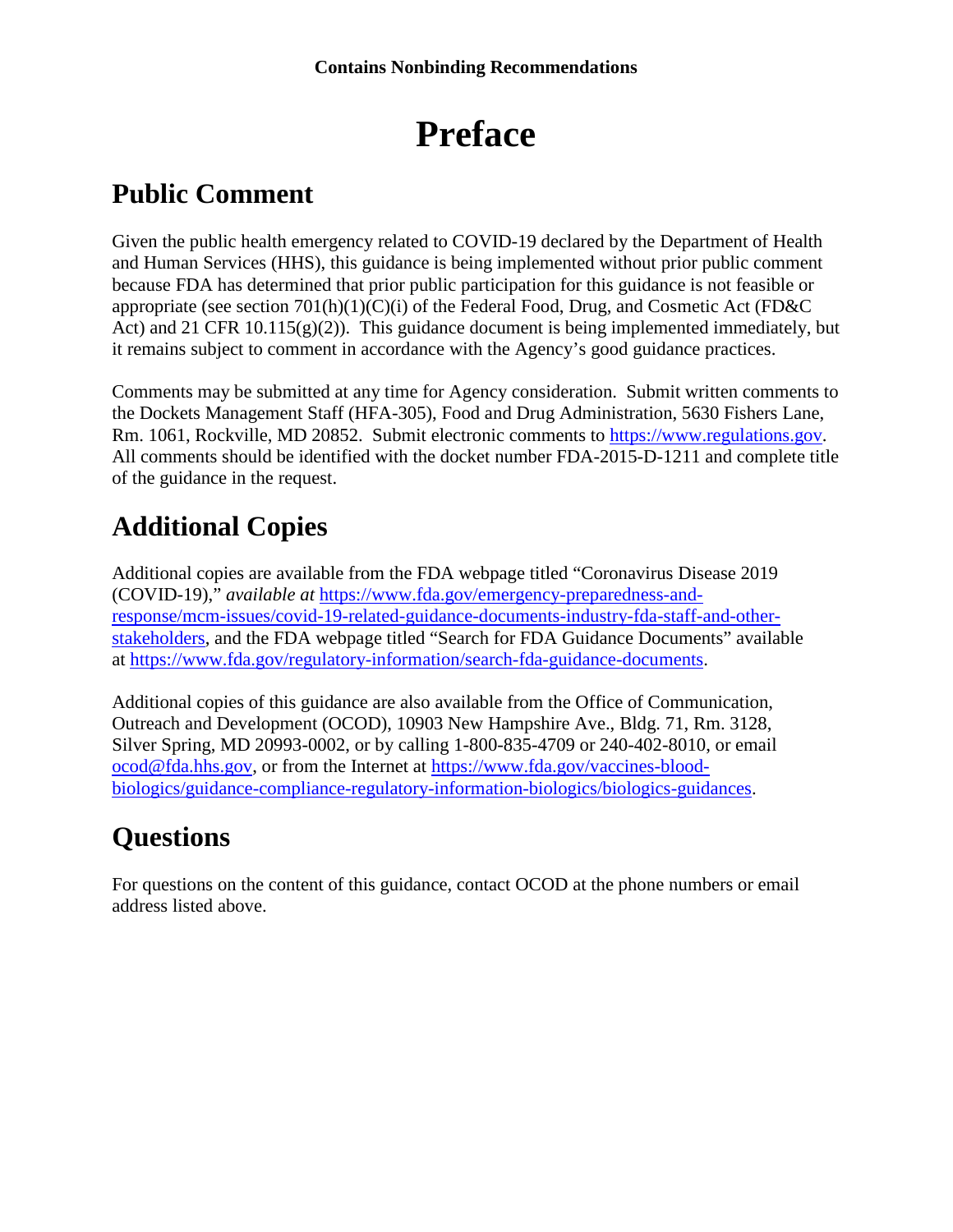# Preface

## Public Comment

Given the public health emergency related to COVID-19 declared by the Department of Health and Human Services (HHS), this guidance is being implemented without prior public comment because FDA has determined that prior public participation for this guidance is not feasible or appropriate (see section 701(h)(1)(C)(i) of the Federal Food, Drug, and Cosmetic Act (FD&C Act) and 21 CFR 10.115(g)(2)). This guidance document is being implemented immediately, but it remains subject to comment in accordance with the Agency's good guidance practices.

Comments may be submitted at any time for Agency consideration. Submit written comments to the Dockets Management Staff (HFA-305), Food and Drug Administration, 5630 Fishers Lane, Rm. 1061, Rockville, MD 20852. Submit electronic comments to https://www.regulations.gov. All comments should be identified with the docket number FDA-2015-D-1211 and complete title of the guidance in the request.

## Additional Copies

Additional copies are available from the FDA webpage titled "Coronavirus Disease 2019 (COVID-19)," *available at* https://www.fda.gov/emergency-preparedness-and-response/mcm-issues/covid-19-related-guidance-documents-industry-fda-staff-and-other-stakeholders, and the FDA webpage titled "Search for FDA Guidance Documents" available at https://www.fda.gov/regulatory-information/search-fda-guidance-documents.

Additional copies of this guidance are also available from the Office of Communication, Outreach and Development (OCOD), 10903 New Hampshire Ave., Bldg. 71, Rm. 3128, Silver Spring, MD 20993-0002, or by calling 1-800-835-4709 or 240-402-8010, or email ocod@fda.hhs.gov, or from the Internet at https://www.fda.gov/vaccines-blood-biologics/guidance-compliance-regulatory-information-biologics/biologics-guidances.

## Questions

For questions on the content of this guidance, contact OCOD at the phone numbers or email address listed above.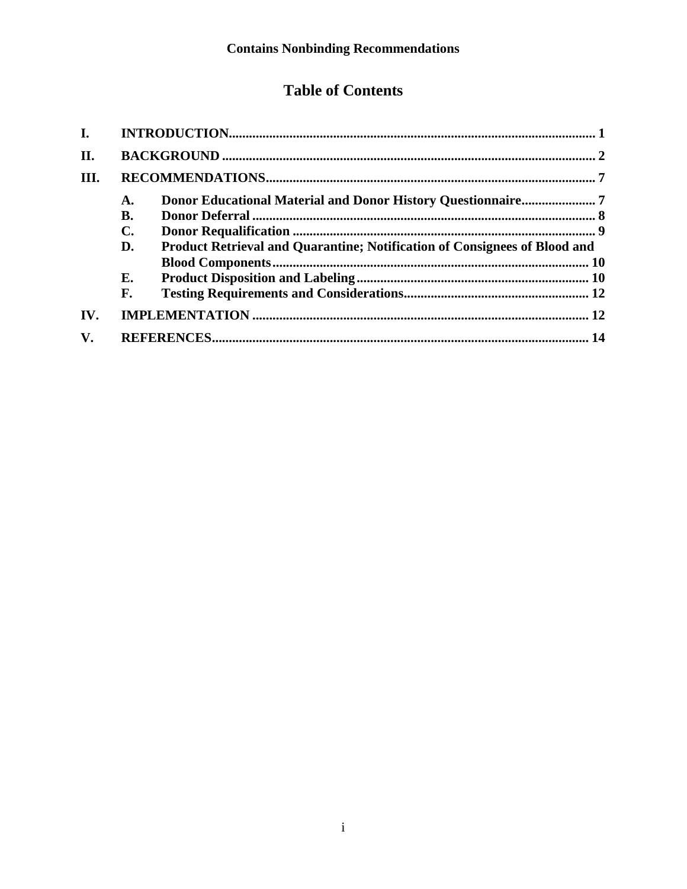# Table of Contents

- **I. INTRODUCTION** .......... 1
- **II. BACKGROUND** .......... 2
- **III. RECOMMENDATIONS** .......... 7
  - **A. Donor Educational Material and Donor History Questionnaire** .......... 7
  - **B. Donor Deferral** .......... 8
  - **C. Donor Requalification** .......... 9
  - **D. Product Retrieval and Quarantine; Notification of Consignees of Blood and Blood Components** .......... 10
  - **E. Product Disposition and Labeling** .......... 10
  - **F. Testing Requirements and Considerations** .......... 12
- **IV. IMPLEMENTATION** .......... 12
- **V. REFERENCES** .......... 14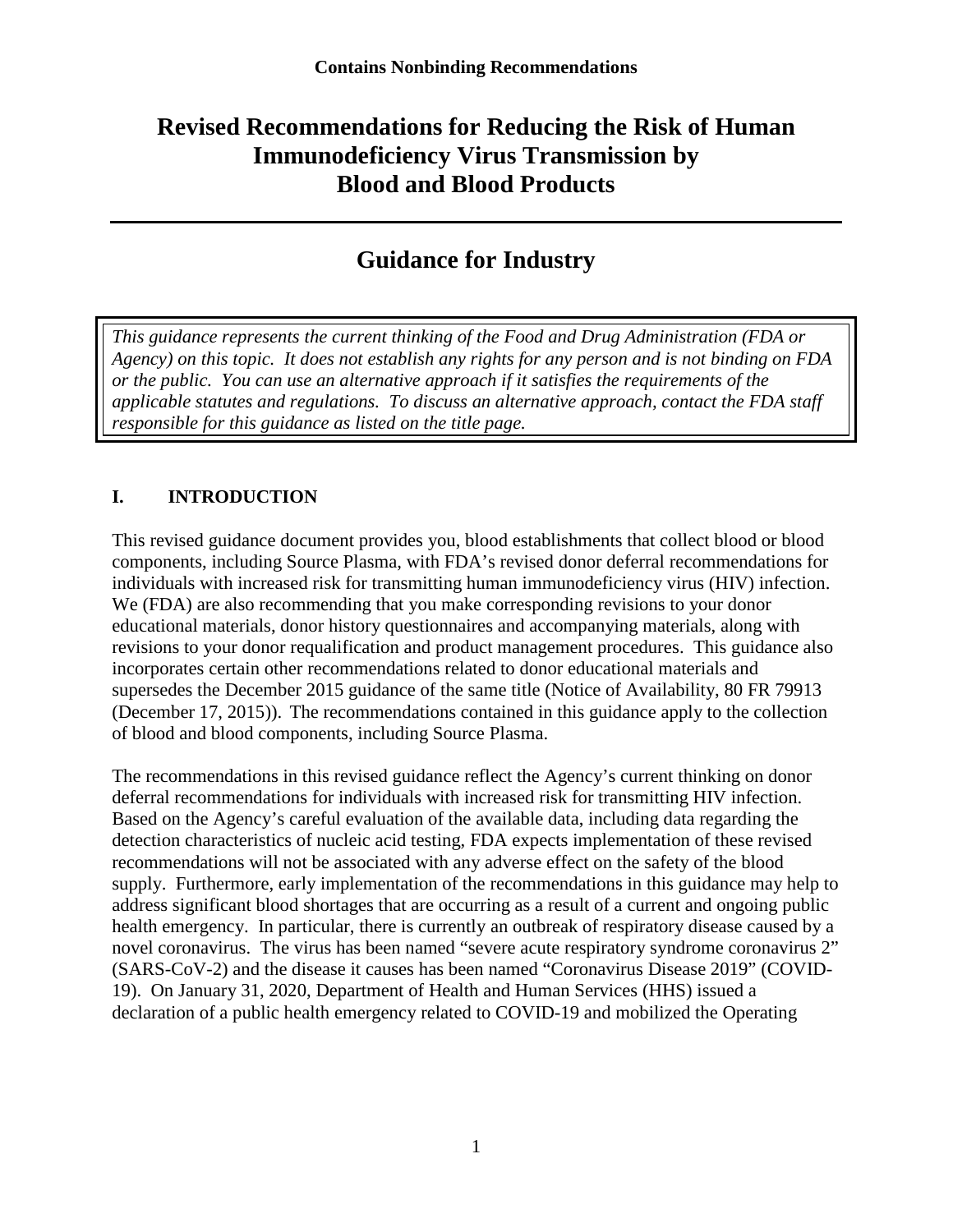**Contains Nonbinding Recommendations**

# Revised Recommendations for Reducing the Risk of Human Immunodeficiency Virus Transmission by Blood and Blood Products

## Guidance for Industry

*This guidance represents the current thinking of the Food and Drug Administration (FDA or Agency) on this topic. It does not establish any rights for any person and is not binding on FDA or the public. You can use an alternative approach if it satisfies the requirements of the applicable statutes and regulations. To discuss an alternative approach, contact the FDA staff responsible for this guidance as listed on the title page.*

## I. INTRODUCTION

This revised guidance document provides you, blood establishments that collect blood or blood components, including Source Plasma, with FDA's revised donor deferral recommendations for individuals with increased risk for transmitting human immunodeficiency virus (HIV) infection. We (FDA) are also recommending that you make corresponding revisions to your donor educational materials, donor history questionnaires and accompanying materials, along with revisions to your donor requalification and product management procedures. This guidance also incorporates certain other recommendations related to donor educational materials and supersedes the December 2015 guidance of the same title (Notice of Availability, 80 FR 79913 (December 17, 2015)). The recommendations contained in this guidance apply to the collection of blood and blood components, including Source Plasma.

The recommendations in this revised guidance reflect the Agency's current thinking on donor deferral recommendations for individuals with increased risk for transmitting HIV infection. Based on the Agency's careful evaluation of the available data, including data regarding the detection characteristics of nucleic acid testing, FDA expects implementation of these revised recommendations will not be associated with any adverse effect on the safety of the blood supply. Furthermore, early implementation of the recommendations in this guidance may help to address significant blood shortages that are occurring as a result of a current and ongoing public health emergency. In particular, there is currently an outbreak of respiratory disease caused by a novel coronavirus. The virus has been named "severe acute respiratory syndrome coronavirus 2" (SARS-CoV-2) and the disease it causes has been named "Coronavirus Disease 2019" (COVID-19). On January 31, 2020, Department of Health and Human Services (HHS) issued a declaration of a public health emergency related to COVID-19 and mobilized the Operating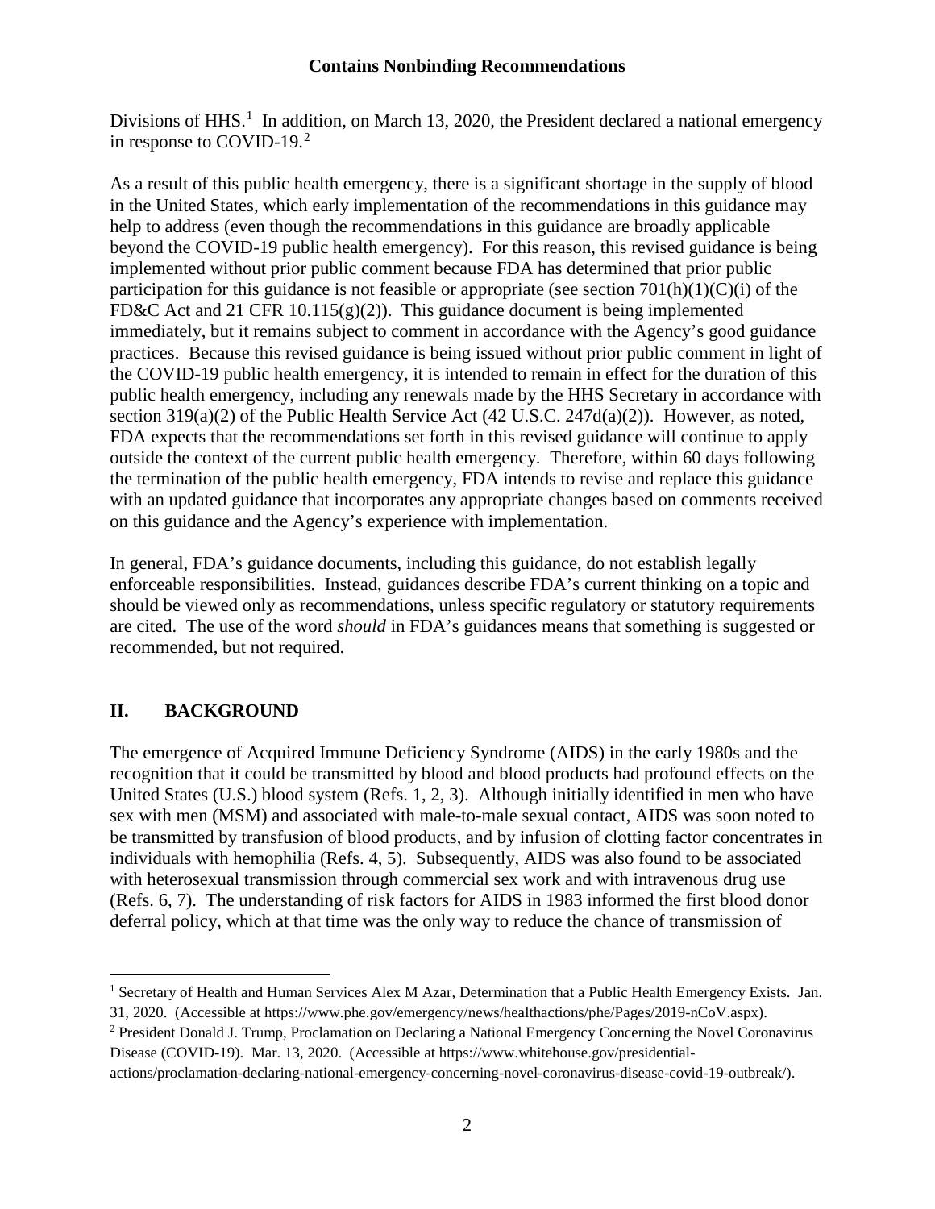Divisions of HHS.[1] In addition, on March 13, 2020, the President declared a national emergency in response to COVID-19.[2]

As a result of this public health emergency, there is a significant shortage in the supply of blood in the United States, which early implementation of the recommendations in this guidance may help to address (even though the recommendations in this guidance are broadly applicable beyond the COVID-19 public health emergency). For this reason, this revised guidance is being implemented without prior public comment because FDA has determined that prior public participation for this guidance is not feasible or appropriate (see section 701(h)(1)(C)(i) of the FD&C Act and 21 CFR 10.115(g)(2)). This guidance document is being implemented immediately, but it remains subject to comment in accordance with the Agency's good guidance practices. Because this revised guidance is being issued without prior public comment in light of the COVID-19 public health emergency, it is intended to remain in effect for the duration of this public health emergency, including any renewals made by the HHS Secretary in accordance with section 319(a)(2) of the Public Health Service Act (42 U.S.C. 247d(a)(2)). However, as noted, FDA expects that the recommendations set forth in this revised guidance will continue to apply outside the context of the current public health emergency. Therefore, within 60 days following the termination of the public health emergency, FDA intends to revise and replace this guidance with an updated guidance that incorporates any appropriate changes based on comments received on this guidance and the Agency's experience with implementation.

In general, FDA's guidance documents, including this guidance, do not establish legally enforceable responsibilities. Instead, guidances describe FDA's current thinking on a topic and should be viewed only as recommendations, unless specific regulatory or statutory requirements are cited. The use of the word *should* in FDA's guidances means that something is suggested or recommended, but not required.

## II. BACKGROUND

The emergence of Acquired Immune Deficiency Syndrome (AIDS) in the early 1980s and the recognition that it could be transmitted by blood and blood products had profound effects on the United States (U.S.) blood system (Refs. 1, 2, 3). Although initially identified in men who have sex with men (MSM) and associated with male-to-male sexual contact, AIDS was soon noted to be transmitted by transfusion of blood products, and by infusion of clotting factor concentrates in individuals with hemophilia (Refs. 4, 5). Subsequently, AIDS was also found to be associated with heterosexual transmission through commercial sex work and with intravenous drug use (Refs. 6, 7). The understanding of risk factors for AIDS in 1983 informed the first blood donor deferral policy, which at that time was the only way to reduce the chance of transmission of

---

[1] Secretary of Health and Human Services Alex M Azar, Determination that a Public Health Emergency Exists. Jan. 31, 2020. (Accessible at https://www.phe.gov/emergency/news/healthactions/phe/Pages/2019-nCoV.aspx).

[2] President Donald J. Trump, Proclamation on Declaring a National Emergency Concerning the Novel Coronavirus Disease (COVID-19). Mar. 13, 2020. (Accessible at https://www.whitehouse.gov/presidential-actions/proclamation-declaring-national-emergency-concerning-novel-coronavirus-disease-covid-19-outbreak/).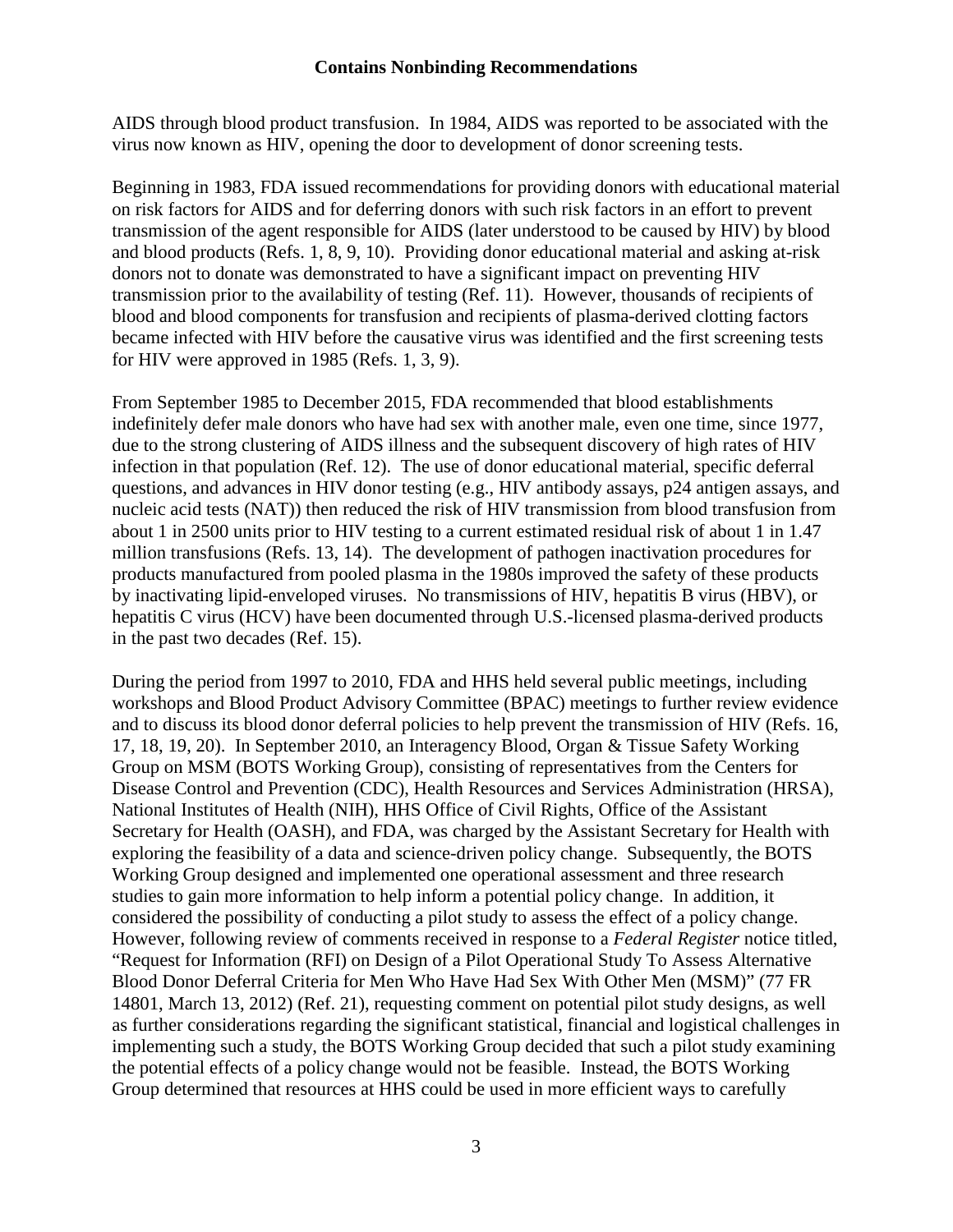AIDS through blood product transfusion. In 1984, AIDS was reported to be associated with the virus now known as HIV, opening the door to development of donor screening tests.

Beginning in 1983, FDA issued recommendations for providing donors with educational material on risk factors for AIDS and for deferring donors with such risk factors in an effort to prevent transmission of the agent responsible for AIDS (later understood to be caused by HIV) by blood and blood products (Refs. 1, 8, 9, 10). Providing donor educational material and asking at-risk donors not to donate was demonstrated to have a significant impact on preventing HIV transmission prior to the availability of testing (Ref. 11). However, thousands of recipients of blood and blood components for transfusion and recipients of plasma-derived clotting factors became infected with HIV before the causative virus was identified and the first screening tests for HIV were approved in 1985 (Refs. 1, 3, 9).

From September 1985 to December 2015, FDA recommended that blood establishments indefinitely defer male donors who have had sex with another male, even one time, since 1977, due to the strong clustering of AIDS illness and the subsequent discovery of high rates of HIV infection in that population (Ref. 12). The use of donor educational material, specific deferral questions, and advances in HIV donor testing (e.g., HIV antibody assays, p24 antigen assays, and nucleic acid tests (NAT)) then reduced the risk of HIV transmission from blood transfusion from about 1 in 2500 units prior to HIV testing to a current estimated residual risk of about 1 in 1.47 million transfusions (Refs. 13, 14). The development of pathogen inactivation procedures for products manufactured from pooled plasma in the 1980s improved the safety of these products by inactivating lipid-enveloped viruses. No transmissions of HIV, hepatitis B virus (HBV), or hepatitis C virus (HCV) have been documented through U.S.-licensed plasma-derived products in the past two decades (Ref. 15).

During the period from 1997 to 2010, FDA and HHS held several public meetings, including workshops and Blood Product Advisory Committee (BPAC) meetings to further review evidence and to discuss its blood donor deferral policies to help prevent the transmission of HIV (Refs. 16, 17, 18, 19, 20). In September 2010, an Interagency Blood, Organ & Tissue Safety Working Group on MSM (BOTS Working Group), consisting of representatives from the Centers for Disease Control and Prevention (CDC), Health Resources and Services Administration (HRSA), National Institutes of Health (NIH), HHS Office of Civil Rights, Office of the Assistant Secretary for Health (OASH), and FDA, was charged by the Assistant Secretary for Health with exploring the feasibility of a data and science-driven policy change. Subsequently, the BOTS Working Group designed and implemented one operational assessment and three research studies to gain more information to help inform a potential policy change. In addition, it considered the possibility of conducting a pilot study to assess the effect of a policy change. However, following review of comments received in response to a *Federal Register* notice titled, "Request for Information (RFI) on Design of a Pilot Operational Study To Assess Alternative Blood Donor Deferral Criteria for Men Who Have Had Sex With Other Men (MSM)" (77 FR 14801, March 13, 2012) (Ref. 21), requesting comment on potential pilot study designs, as well as further considerations regarding the significant statistical, financial and logistical challenges in implementing such a study, the BOTS Working Group decided that such a pilot study examining the potential effects of a policy change would not be feasible. Instead, the BOTS Working Group determined that resources at HHS could be used in more efficient ways to carefully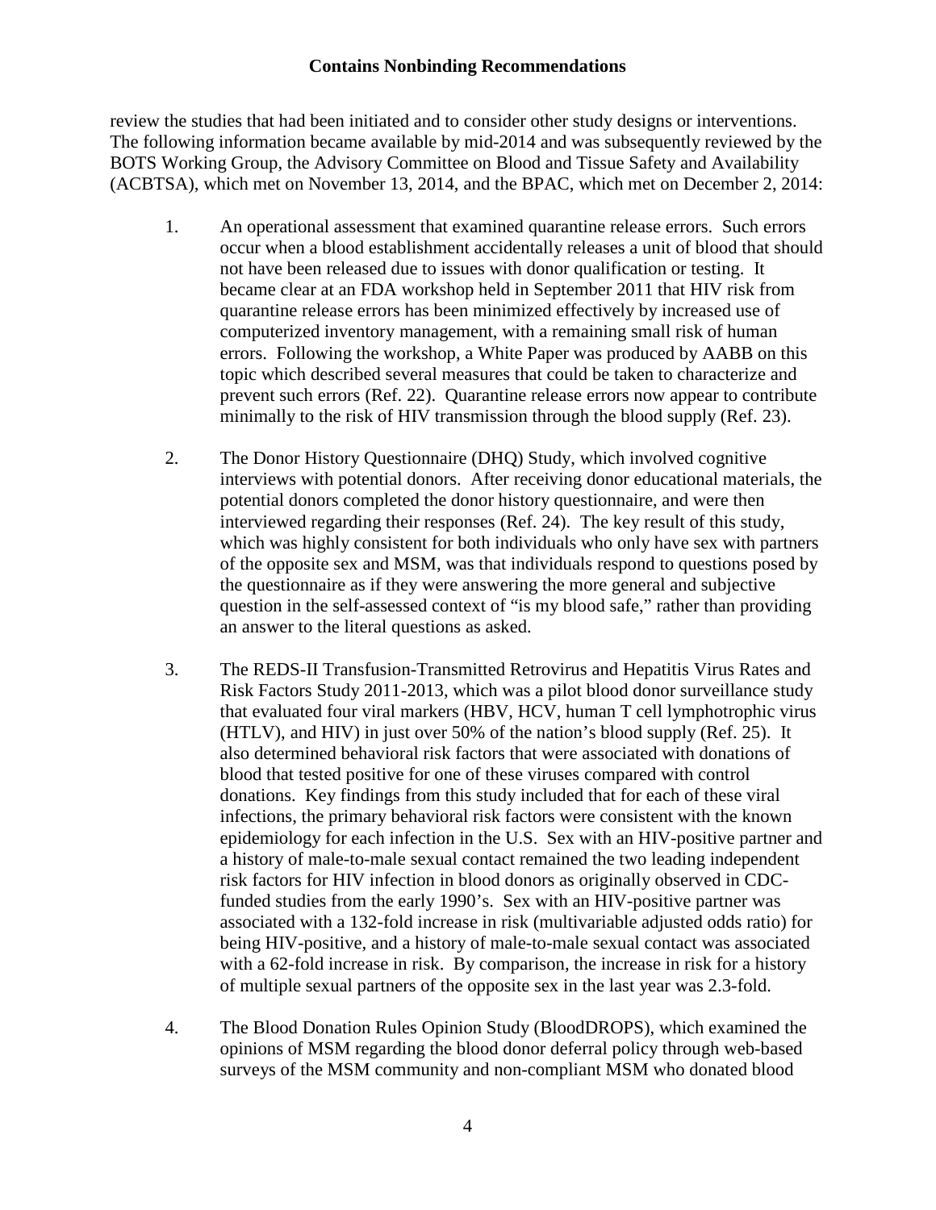review the studies that had been initiated and to consider other study designs or interventions. The following information became available by mid-2014 and was subsequently reviewed by the BOTS Working Group, the Advisory Committee on Blood and Tissue Safety and Availability (ACBTSA), which met on November 13, 2014, and the BPAC, which met on December 2, 2014:

1. An operational assessment that examined quarantine release errors. Such errors occur when a blood establishment accidentally releases a unit of blood that should not have been released due to issues with donor qualification or testing. It became clear at an FDA workshop held in September 2011 that HIV risk from quarantine release errors has been minimized effectively by increased use of computerized inventory management, with a remaining small risk of human errors. Following the workshop, a White Paper was produced by AABB on this topic which described several measures that could be taken to characterize and prevent such errors (Ref. 22). Quarantine release errors now appear to contribute minimally to the risk of HIV transmission through the blood supply (Ref. 23).

2. The Donor History Questionnaire (DHQ) Study, which involved cognitive interviews with potential donors. After receiving donor educational materials, the potential donors completed the donor history questionnaire, and were then interviewed regarding their responses (Ref. 24). The key result of this study, which was highly consistent for both individuals who only have sex with partners of the opposite sex and MSM, was that individuals respond to questions posed by the questionnaire as if they were answering the more general and subjective question in the self-assessed context of "is my blood safe," rather than providing an answer to the literal questions as asked.

3. The REDS-II Transfusion-Transmitted Retrovirus and Hepatitis Virus Rates and Risk Factors Study 2011-2013, which was a pilot blood donor surveillance study that evaluated four viral markers (HBV, HCV, human T cell lymphotrophic virus (HTLV), and HIV) in just over 50% of the nation's blood supply (Ref. 25). It also determined behavioral risk factors that were associated with donations of blood that tested positive for one of these viruses compared with control donations. Key findings from this study included that for each of these viral infections, the primary behavioral risk factors were consistent with the known epidemiology for each infection in the U.S. Sex with an HIV-positive partner and a history of male-to-male sexual contact remained the two leading independent risk factors for HIV infection in blood donors as originally observed in CDC-funded studies from the early 1990's. Sex with an HIV-positive partner was associated with a 132-fold increase in risk (multivariable adjusted odds ratio) for being HIV-positive, and a history of male-to-male sexual contact was associated with a 62-fold increase in risk. By comparison, the increase in risk for a history of multiple sexual partners of the opposite sex in the last year was 2.3-fold.

4. The Blood Donation Rules Opinion Study (BloodDROPS), which examined the opinions of MSM regarding the blood donor deferral policy through web-based surveys of the MSM community and non-compliant MSM who donated blood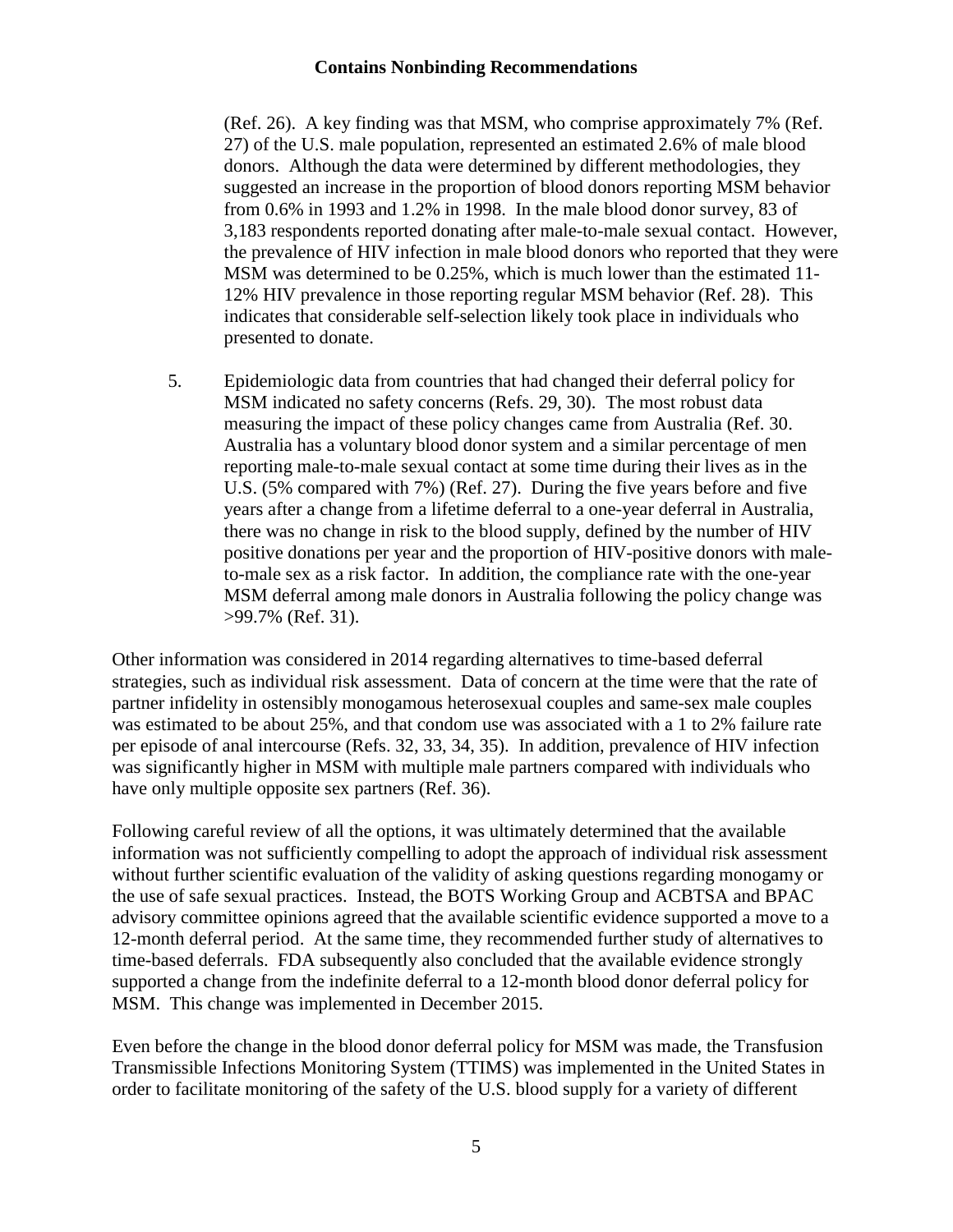(Ref. 26). A key finding was that MSM, who comprise approximately 7% (Ref. 27) of the U.S. male population, represented an estimated 2.6% of male blood donors. Although the data were determined by different methodologies, they suggested an increase in the proportion of blood donors reporting MSM behavior from 0.6% in 1993 and 1.2% in 1998. In the male blood donor survey, 83 of 3,183 respondents reported donating after male-to-male sexual contact. However, the prevalence of HIV infection in male blood donors who reported that they were MSM was determined to be 0.25%, which is much lower than the estimated 11-12% HIV prevalence in those reporting regular MSM behavior (Ref. 28). This indicates that considerable self-selection likely took place in individuals who presented to donate.

5. Epidemiologic data from countries that had changed their deferral policy for MSM indicated no safety concerns (Refs. 29, 30). The most robust data measuring the impact of these policy changes came from Australia (Ref. 30. Australia has a voluntary blood donor system and a similar percentage of men reporting male-to-male sexual contact at some time during their lives as in the U.S. (5% compared with 7%) (Ref. 27). During the five years before and five years after a change from a lifetime deferral to a one-year deferral in Australia, there was no change in risk to the blood supply, defined by the number of HIV positive donations per year and the proportion of HIV-positive donors with male-to-male sex as a risk factor. In addition, the compliance rate with the one-year MSM deferral among male donors in Australia following the policy change was >99.7% (Ref. 31).

Other information was considered in 2014 regarding alternatives to time-based deferral strategies, such as individual risk assessment. Data of concern at the time were that the rate of partner infidelity in ostensibly monogamous heterosexual couples and same-sex male couples was estimated to be about 25%, and that condom use was associated with a 1 to 2% failure rate per episode of anal intercourse (Refs. 32, 33, 34, 35). In addition, prevalence of HIV infection was significantly higher in MSM with multiple male partners compared with individuals who have only multiple opposite sex partners (Ref. 36).

Following careful review of all the options, it was ultimately determined that the available information was not sufficiently compelling to adopt the approach of individual risk assessment without further scientific evaluation of the validity of asking questions regarding monogamy or the use of safe sexual practices. Instead, the BOTS Working Group and ACBTSA and BPAC advisory committee opinions agreed that the available scientific evidence supported a move to a 12-month deferral period. At the same time, they recommended further study of alternatives to time-based deferrals. FDA subsequently also concluded that the available evidence strongly supported a change from the indefinite deferral to a 12-month blood donor deferral policy for MSM. This change was implemented in December 2015.

Even before the change in the blood donor deferral policy for MSM was made, the Transfusion Transmissible Infections Monitoring System (TTIMS) was implemented in the United States in order to facilitate monitoring of the safety of the U.S. blood supply for a variety of different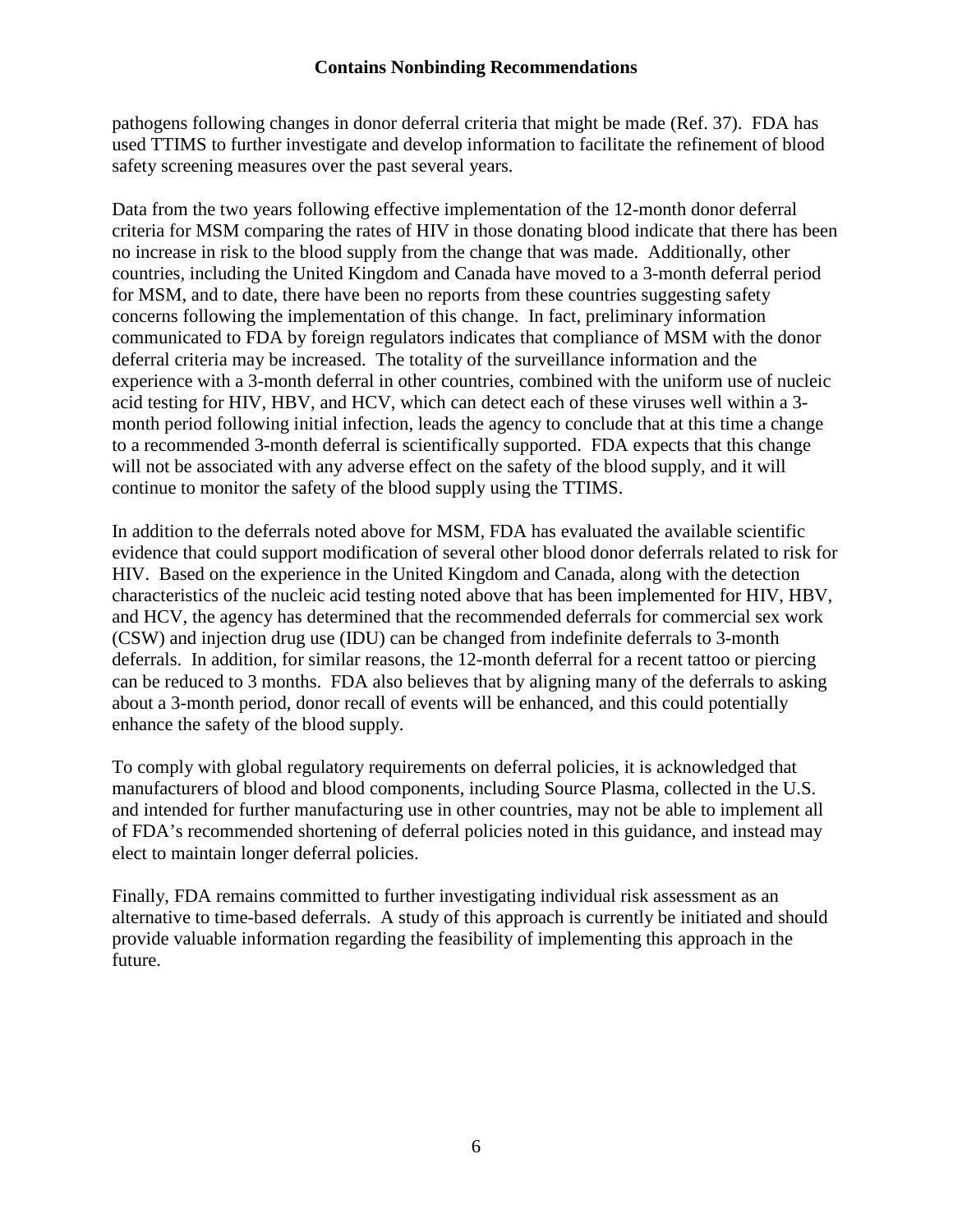pathogens following changes in donor deferral criteria that might be made (Ref. 37). FDA has used TTIMS to further investigate and develop information to facilitate the refinement of blood safety screening measures over the past several years.

Data from the two years following effective implementation of the 12-month donor deferral criteria for MSM comparing the rates of HIV in those donating blood indicate that there has been no increase in risk to the blood supply from the change that was made. Additionally, other countries, including the United Kingdom and Canada have moved to a 3-month deferral period for MSM, and to date, there have been no reports from these countries suggesting safety concerns following the implementation of this change. In fact, preliminary information communicated to FDA by foreign regulators indicates that compliance of MSM with the donor deferral criteria may be increased. The totality of the surveillance information and the experience with a 3-month deferral in other countries, combined with the uniform use of nucleic acid testing for HIV, HBV, and HCV, which can detect each of these viruses well within a 3-month period following initial infection, leads the agency to conclude that at this time a change to a recommended 3-month deferral is scientifically supported. FDA expects that this change will not be associated with any adverse effect on the safety of the blood supply, and it will continue to monitor the safety of the blood supply using the TTIMS.

In addition to the deferrals noted above for MSM, FDA has evaluated the available scientific evidence that could support modification of several other blood donor deferrals related to risk for HIV. Based on the experience in the United Kingdom and Canada, along with the detection characteristics of the nucleic acid testing noted above that has been implemented for HIV, HBV, and HCV, the agency has determined that the recommended deferrals for commercial sex work (CSW) and injection drug use (IDU) can be changed from indefinite deferrals to 3-month deferrals. In addition, for similar reasons, the 12-month deferral for a recent tattoo or piercing can be reduced to 3 months. FDA also believes that by aligning many of the deferrals to asking about a 3-month period, donor recall of events will be enhanced, and this could potentially enhance the safety of the blood supply.

To comply with global regulatory requirements on deferral policies, it is acknowledged that manufacturers of blood and blood components, including Source Plasma, collected in the U.S. and intended for further manufacturing use in other countries, may not be able to implement all of FDA's recommended shortening of deferral policies noted in this guidance, and instead may elect to maintain longer deferral policies.

Finally, FDA remains committed to further investigating individual risk assessment as an alternative to time-based deferrals. A study of this approach is currently be initiated and should provide valuable information regarding the feasibility of implementing this approach in the future.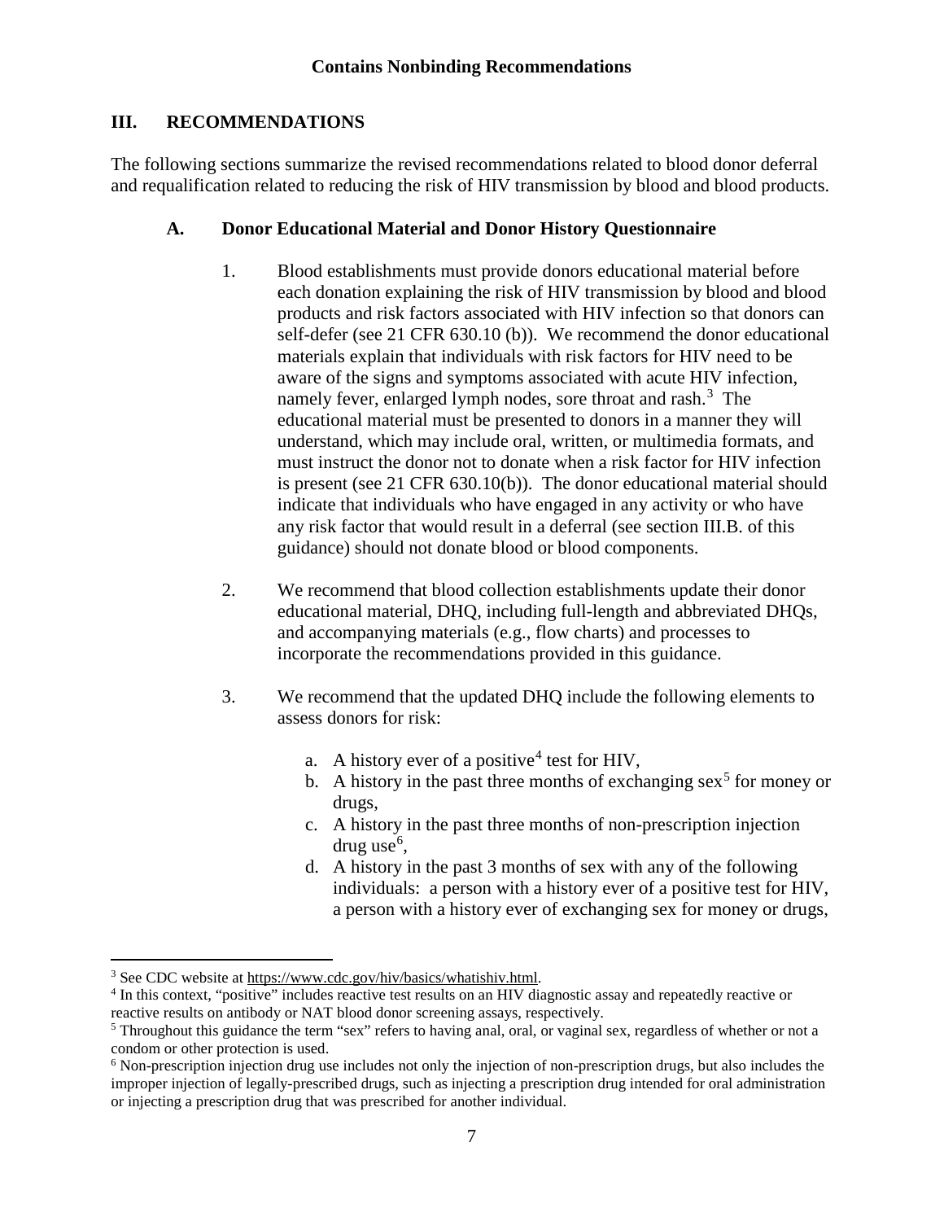## III. RECOMMENDATIONS

The following sections summarize the revised recommendations related to blood donor deferral and requalification related to reducing the risk of HIV transmission by blood and blood products.

### A. Donor Educational Material and Donor History Questionnaire

1. Blood establishments must provide donors educational material before each donation explaining the risk of HIV transmission by blood and blood products and risk factors associated with HIV infection so that donors can self-defer (see 21 CFR 630.10 (b)). We recommend the donor educational materials explain that individuals with risk factors for HIV need to be aware of the signs and symptoms associated with acute HIV infection, namely fever, enlarged lymph nodes, sore throat and rash.[3] The educational material must be presented to donors in a manner they will understand, which may include oral, written, or multimedia formats, and must instruct the donor not to donate when a risk factor for HIV infection is present (see 21 CFR 630.10(b)). The donor educational material should indicate that individuals who have engaged in any activity or who have any risk factor that would result in a deferral (see section III.B. of this guidance) should not donate blood or blood components.

2. We recommend that blood collection establishments update their donor educational material, DHQ, including full-length and abbreviated DHQs, and accompanying materials (e.g., flow charts) and processes to incorporate the recommendations provided in this guidance.

3. We recommend that the updated DHQ include the following elements to assess donors for risk:

   a. A history ever of a positive[4] test for HIV,
   b. A history in the past three months of exchanging sex[5] for money or drugs,
   c. A history in the past three months of non-prescription injection drug use[6],
   d. A history in the past 3 months of sex with any of the following individuals: a person with a history ever of a positive test for HIV, a person with a history ever of exchanging sex for money or drugs,

---

[3] See CDC website at https://www.cdc.gov/hiv/basics/whatishiv.html.

[4] In this context, "positive" includes reactive test results on an HIV diagnostic assay and repeatedly reactive or reactive results on antibody or NAT blood donor screening assays, respectively.

[5] Throughout this guidance the term "sex" refers to having anal, oral, or vaginal sex, regardless of whether or not a condom or other protection is used.

[6] Non-prescription injection drug use includes not only the injection of non-prescription drugs, but also includes the improper injection of legally-prescribed drugs, such as injecting a prescription drug intended for oral administration or injecting a prescription drug that was prescribed for another individual.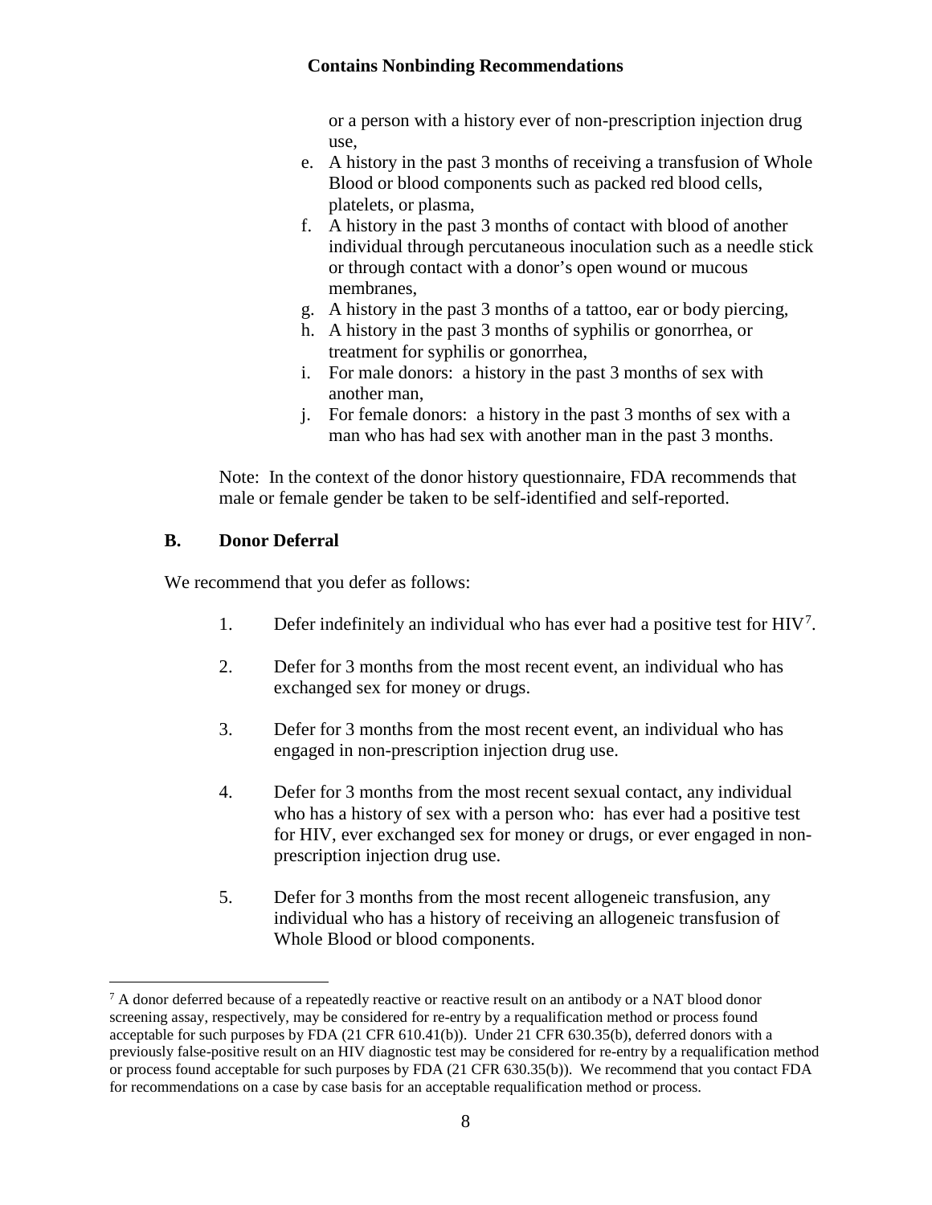or a person with a history ever of non-prescription injection drug use,

e. A history in the past 3 months of receiving a transfusion of Whole Blood or blood components such as packed red blood cells, platelets, or plasma,
f. A history in the past 3 months of contact with blood of another individual through percutaneous inoculation such as a needle stick or through contact with a donor's open wound or mucous membranes,
g. A history in the past 3 months of a tattoo, ear or body piercing,
h. A history in the past 3 months of syphilis or gonorrhea, or treatment for syphilis or gonorrhea,
i. For male donors: a history in the past 3 months of sex with another man,
j. For female donors: a history in the past 3 months of sex with a man who has had sex with another man in the past 3 months.

Note: In the context of the donor history questionnaire, FDA recommends that male or female gender be taken to be self-identified and self-reported.

### B. Donor Deferral

We recommend that you defer as follows:

1. Defer indefinitely an individual who has ever had a positive test for HIV[7].

2. Defer for 3 months from the most recent event, an individual who has exchanged sex for money or drugs.

3. Defer for 3 months from the most recent event, an individual who has engaged in non-prescription injection drug use.

4. Defer for 3 months from the most recent sexual contact, any individual who has a history of sex with a person who: has ever had a positive test for HIV, ever exchanged sex for money or drugs, or ever engaged in non-prescription injection drug use.

5. Defer for 3 months from the most recent allogeneic transfusion, any individual who has a history of receiving an allogeneic transfusion of Whole Blood or blood components.

---

[7] A donor deferred because of a repeatedly reactive or reactive result on an antibody or a NAT blood donor screening assay, respectively, may be considered for re-entry by a requalification method or process found acceptable for such purposes by FDA (21 CFR 610.41(b)). Under 21 CFR 630.35(b), deferred donors with a previously false-positive result on an HIV diagnostic test may be considered for re-entry by a requalification method or process found acceptable for such purposes by FDA (21 CFR 630.35(b)). We recommend that you contact FDA for recommendations on a case by case basis for an acceptable requalification method or process.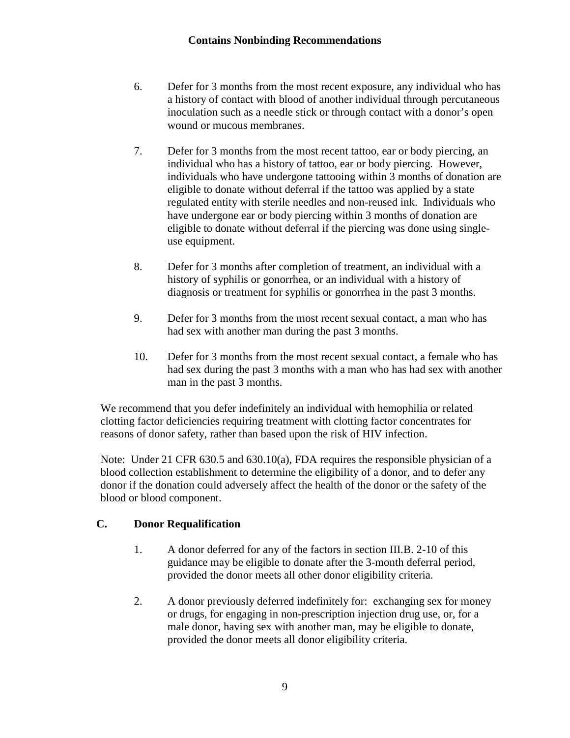6. Defer for 3 months from the most recent exposure, any individual who has a history of contact with blood of another individual through percutaneous inoculation such as a needle stick or through contact with a donor's open wound or mucous membranes.

7. Defer for 3 months from the most recent tattoo, ear or body piercing, an individual who has a history of tattoo, ear or body piercing. However, individuals who have undergone tattooing within 3 months of donation are eligible to donate without deferral if the tattoo was applied by a state regulated entity with sterile needles and non-reused ink. Individuals who have undergone ear or body piercing within 3 months of donation are eligible to donate without deferral if the piercing was done using single-use equipment.

8. Defer for 3 months after completion of treatment, an individual with a history of syphilis or gonorrhea, or an individual with a history of diagnosis or treatment for syphilis or gonorrhea in the past 3 months.

9. Defer for 3 months from the most recent sexual contact, a man who has had sex with another man during the past 3 months.

10. Defer for 3 months from the most recent sexual contact, a female who has had sex during the past 3 months with a man who has had sex with another man in the past 3 months.

We recommend that you defer indefinitely an individual with hemophilia or related clotting factor deficiencies requiring treatment with clotting factor concentrates for reasons of donor safety, rather than based upon the risk of HIV infection.

Note: Under 21 CFR 630.5 and 630.10(a), FDA requires the responsible physician of a blood collection establishment to determine the eligibility of a donor, and to defer any donor if the donation could adversely affect the health of the donor or the safety of the blood or blood component.

## C. Donor Requalification

1. A donor deferred for any of the factors in section III.B. 2-10 of this guidance may be eligible to donate after the 3-month deferral period, provided the donor meets all other donor eligibility criteria.

2. A donor previously deferred indefinitely for: exchanging sex for money or drugs, for engaging in non-prescription injection drug use, or, for a male donor, having sex with another man, may be eligible to donate, provided the donor meets all donor eligibility criteria.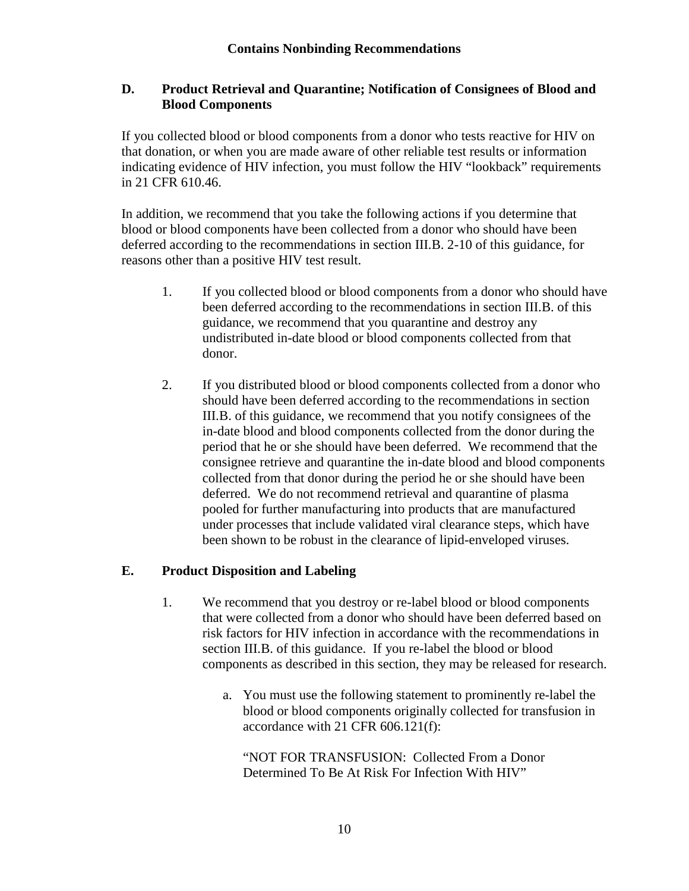### D. Product Retrieval and Quarantine; Notification of Consignees of Blood and Blood Components

If you collected blood or blood components from a donor who tests reactive for HIV on that donation, or when you are made aware of other reliable test results or information indicating evidence of HIV infection, you must follow the HIV "lookback" requirements in 21 CFR 610.46.

In addition, we recommend that you take the following actions if you determine that blood or blood components have been collected from a donor who should have been deferred according to the recommendations in section III.B. 2-10 of this guidance, for reasons other than a positive HIV test result.

1. If you collected blood or blood components from a donor who should have been deferred according to the recommendations in section III.B. of this guidance, we recommend that you quarantine and destroy any undistributed in-date blood or blood components collected from that donor.

2. If you distributed blood or blood components collected from a donor who should have been deferred according to the recommendations in section III.B. of this guidance, we recommend that you notify consignees of the in-date blood and blood components collected from the donor during the period that he or she should have been deferred. We recommend that the consignee retrieve and quarantine the in-date blood and blood components collected from that donor during the period he or she should have been deferred. We do not recommend retrieval and quarantine of plasma pooled for further manufacturing into products that are manufactured under processes that include validated viral clearance steps, which have been shown to be robust in the clearance of lipid-enveloped viruses.

### E. Product Disposition and Labeling

1. We recommend that you destroy or re-label blood or blood components that were collected from a donor who should have been deferred based on risk factors for HIV infection in accordance with the recommendations in section III.B. of this guidance. If you re-label the blood or blood components as described in this section, they may be released for research.

   a. You must use the following statement to prominently re-label the blood or blood components originally collected for transfusion in accordance with 21 CFR 606.121(f):

      "NOT FOR TRANSFUSION: Collected From a Donor Determined To Be At Risk For Infection With HIV"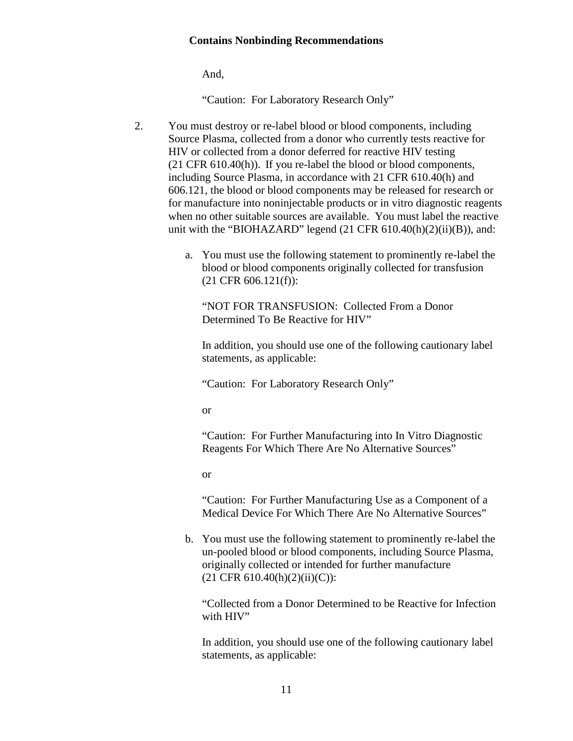And,

"Caution: For Laboratory Research Only"

2. You must destroy or re-label blood or blood components, including Source Plasma, collected from a donor who currently tests reactive for HIV or collected from a donor deferred for reactive HIV testing (21 CFR 610.40(h)). If you re-label the blood or blood components, including Source Plasma, in accordance with 21 CFR 610.40(h) and 606.121, the blood or blood components may be released for research or for manufacture into noninjectable products or in vitro diagnostic reagents when no other suitable sources are available. You must label the reactive unit with the "BIOHAZARD" legend (21 CFR 610.40(h)(2)(ii)(B)), and:

   a. You must use the following statement to prominently re-label the blood or blood components originally collected for transfusion (21 CFR 606.121(f)):

      "NOT FOR TRANSFUSION: Collected From a Donor Determined To Be Reactive for HIV"

      In addition, you should use one of the following cautionary label statements, as applicable:

      "Caution: For Laboratory Research Only"

      or

      "Caution: For Further Manufacturing into In Vitro Diagnostic Reagents For Which There Are No Alternative Sources"

      or

      "Caution: For Further Manufacturing Use as a Component of a Medical Device For Which There Are No Alternative Sources"

   b. You must use the following statement to prominently re-label the un-pooled blood or blood components, including Source Plasma, originally collected or intended for further manufacture (21 CFR 610.40(h)(2)(ii)(C)):

      "Collected from a Donor Determined to be Reactive for Infection with HIV"

      In addition, you should use one of the following cautionary label statements, as applicable: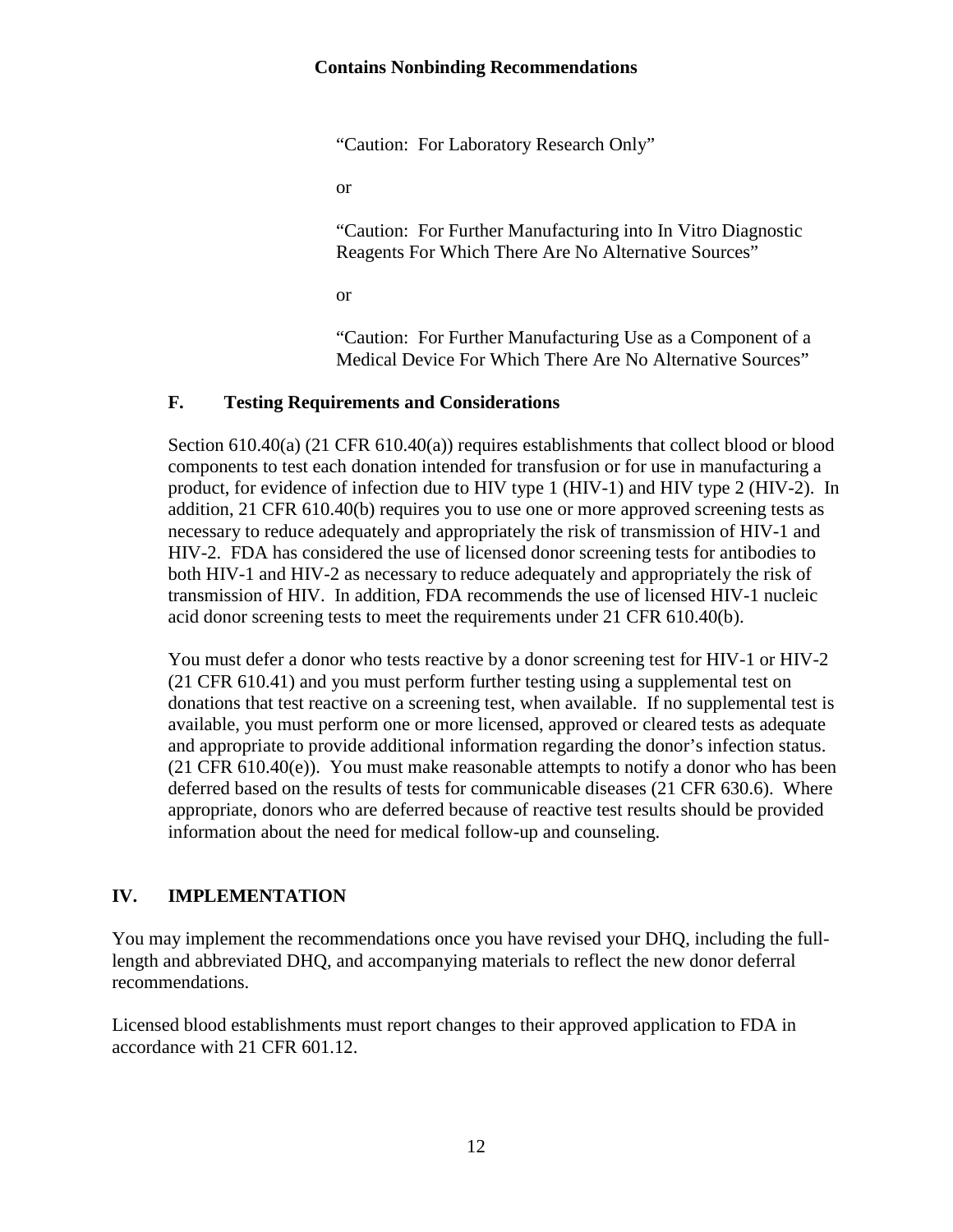"Caution: For Laboratory Research Only"

or

"Caution: For Further Manufacturing into In Vitro Diagnostic Reagents For Which There Are No Alternative Sources"

or

"Caution: For Further Manufacturing Use as a Component of a Medical Device For Which There Are No Alternative Sources"

### F. Testing Requirements and Considerations

Section 610.40(a) (21 CFR 610.40(a)) requires establishments that collect blood or blood components to test each donation intended for transfusion or for use in manufacturing a product, for evidence of infection due to HIV type 1 (HIV-1) and HIV type 2 (HIV-2). In addition, 21 CFR 610.40(b) requires you to use one or more approved screening tests as necessary to reduce adequately and appropriately the risk of transmission of HIV-1 and HIV-2. FDA has considered the use of licensed donor screening tests for antibodies to both HIV-1 and HIV-2 as necessary to reduce adequately and appropriately the risk of transmission of HIV. In addition, FDA recommends the use of licensed HIV-1 nucleic acid donor screening tests to meet the requirements under 21 CFR 610.40(b).

You must defer a donor who tests reactive by a donor screening test for HIV-1 or HIV-2 (21 CFR 610.41) and you must perform further testing using a supplemental test on donations that test reactive on a screening test, when available. If no supplemental test is available, you must perform one or more licensed, approved or cleared tests as adequate and appropriate to provide additional information regarding the donor's infection status. (21 CFR 610.40(e)). You must make reasonable attempts to notify a donor who has been deferred based on the results of tests for communicable diseases (21 CFR 630.6). Where appropriate, donors who are deferred because of reactive test results should be provided information about the need for medical follow-up and counseling.

## IV. IMPLEMENTATION

You may implement the recommendations once you have revised your DHQ, including the full-length and abbreviated DHQ, and accompanying materials to reflect the new donor deferral recommendations.

Licensed blood establishments must report changes to their approved application to FDA in accordance with 21 CFR 601.12.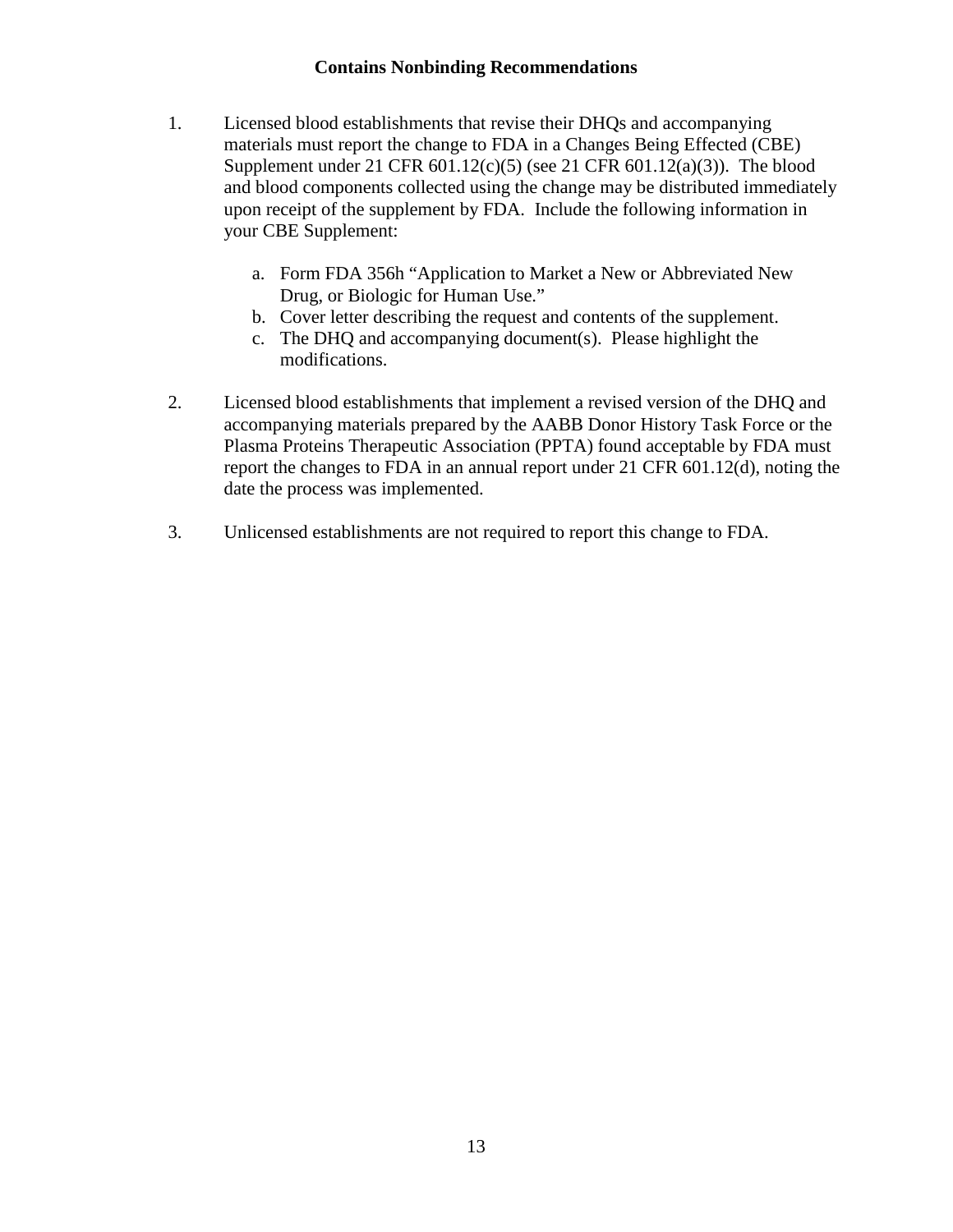1. Licensed blood establishments that revise their DHQs and accompanying materials must report the change to FDA in a Changes Being Effected (CBE) Supplement under 21 CFR 601.12(c)(5) (see 21 CFR 601.12(a)(3)). The blood and blood components collected using the change may be distributed immediately upon receipt of the supplement by FDA. Include the following information in your CBE Supplement:

    a. Form FDA 356h "Application to Market a New or Abbreviated New Drug, or Biologic for Human Use."
    b. Cover letter describing the request and contents of the supplement.
    c. The DHQ and accompanying document(s). Please highlight the modifications.

2. Licensed blood establishments that implement a revised version of the DHQ and accompanying materials prepared by the AABB Donor History Task Force or the Plasma Proteins Therapeutic Association (PPTA) found acceptable by FDA must report the changes to FDA in an annual report under 21 CFR 601.12(d), noting the date the process was implemented.

3. Unlicensed establishments are not required to report this change to FDA.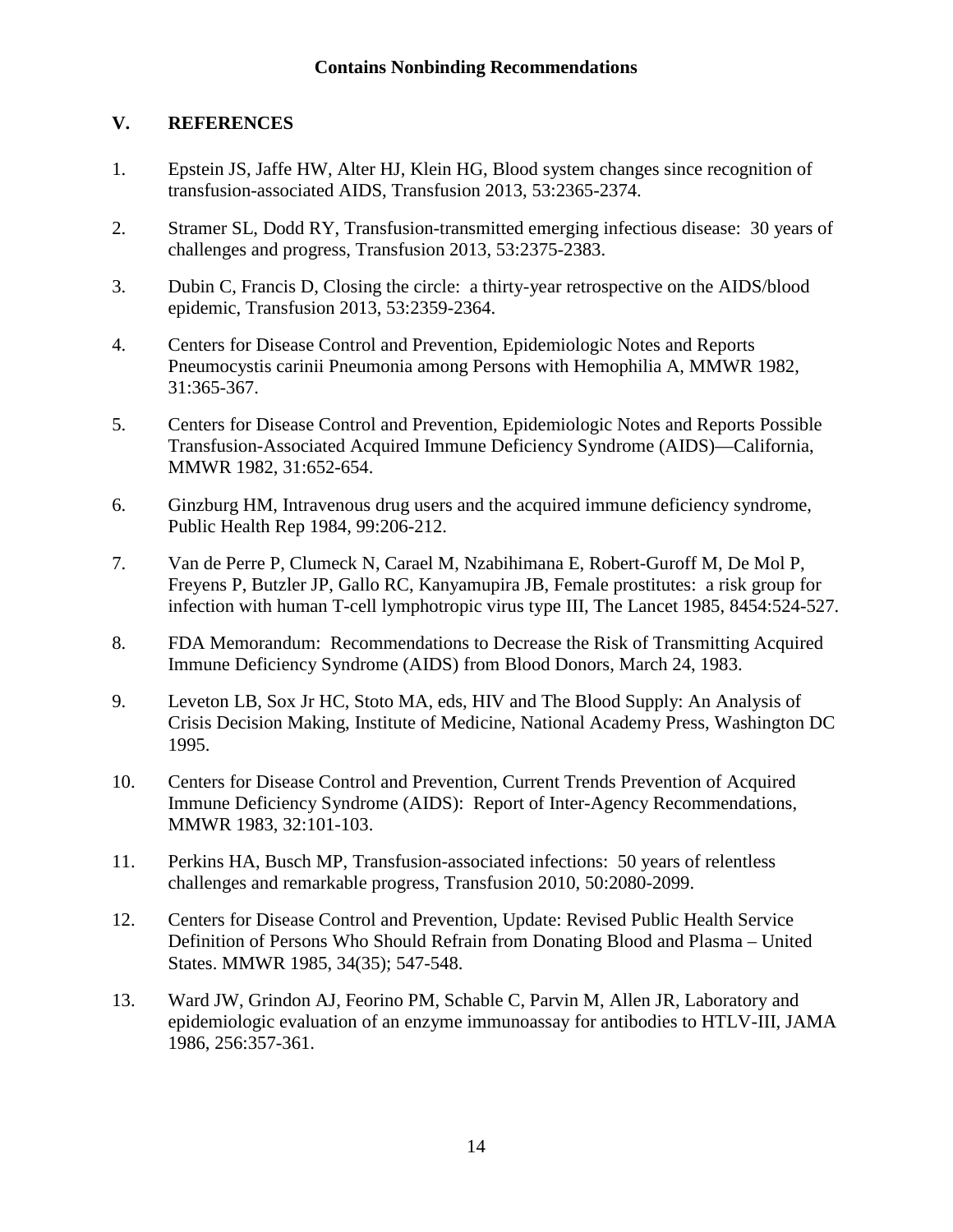**Contains Nonbinding Recommendations**

## V. REFERENCES

1. Epstein JS, Jaffe HW, Alter HJ, Klein HG, Blood system changes since recognition of transfusion-associated AIDS, Transfusion 2013, 53:2365-2374.

2. Stramer SL, Dodd RY, Transfusion-transmitted emerging infectious disease: 30 years of challenges and progress, Transfusion 2013, 53:2375-2383.

3. Dubin C, Francis D, Closing the circle: a thirty-year retrospective on the AIDS/blood epidemic, Transfusion 2013, 53:2359-2364.

4. Centers for Disease Control and Prevention, Epidemiologic Notes and Reports Pneumocystis carinii Pneumonia among Persons with Hemophilia A, MMWR 1982, 31:365-367.

5. Centers for Disease Control and Prevention, Epidemiologic Notes and Reports Possible Transfusion-Associated Acquired Immune Deficiency Syndrome (AIDS)—California, MMWR 1982, 31:652-654.

6. Ginzburg HM, Intravenous drug users and the acquired immune deficiency syndrome, Public Health Rep 1984, 99:206-212.

7. Van de Perre P, Clumeck N, Carael M, Nzabihimana E, Robert-Guroff M, De Mol P, Freyens P, Butzler JP, Gallo RC, Kanyamupira JB, Female prostitutes: a risk group for infection with human T-cell lymphotropic virus type III, The Lancet 1985, 8454:524-527.

8. FDA Memorandum: Recommendations to Decrease the Risk of Transmitting Acquired Immune Deficiency Syndrome (AIDS) from Blood Donors, March 24, 1983.

9. Leveton LB, Sox Jr HC, Stoto MA, eds, HIV and The Blood Supply: An Analysis of Crisis Decision Making, Institute of Medicine, National Academy Press, Washington DC 1995.

10. Centers for Disease Control and Prevention, Current Trends Prevention of Acquired Immune Deficiency Syndrome (AIDS): Report of Inter-Agency Recommendations, MMWR 1983, 32:101-103.

11. Perkins HA, Busch MP, Transfusion-associated infections: 50 years of relentless challenges and remarkable progress, Transfusion 2010, 50:2080-2099.

12. Centers for Disease Control and Prevention, Update: Revised Public Health Service Definition of Persons Who Should Refrain from Donating Blood and Plasma – United States. MMWR 1985, 34(35); 547-548.

13. Ward JW, Grindon AJ, Feorino PM, Schable C, Parvin M, Allen JR, Laboratory and epidemiologic evaluation of an enzyme immunoassay for antibodies to HTLV-III, JAMA 1986, 256:357-361.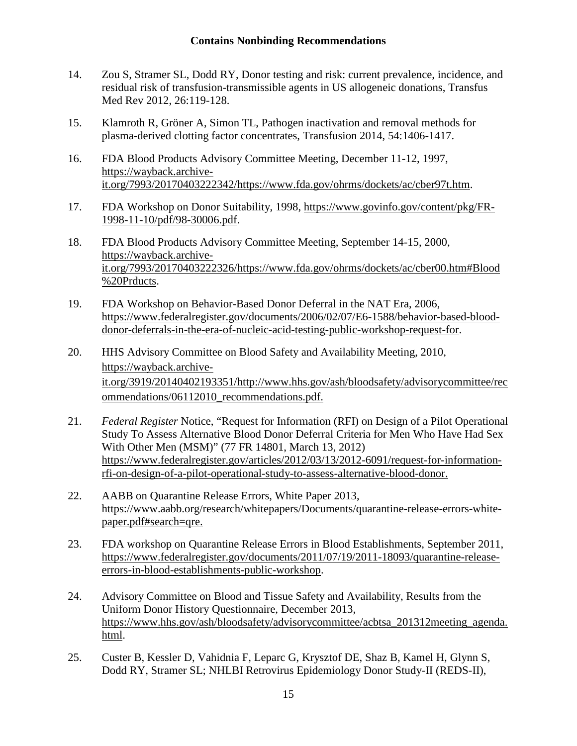14. Zou S, Stramer SL, Dodd RY, Donor testing and risk: current prevalence, incidence, and residual risk of transfusion-transmissible agents in US allogeneic donations, Transfus Med Rev 2012, 26:119-128.

15. Klamroth R, Gröner A, Simon TL, Pathogen inactivation and removal methods for plasma-derived clotting factor concentrates, Transfusion 2014, 54:1406-1417.

16. FDA Blood Products Advisory Committee Meeting, December 11-12, 1997, https://wayback.archive-it.org/7993/20170403222342/https://www.fda.gov/ohrms/dockets/ac/cber97t.htm.

17. FDA Workshop on Donor Suitability, 1998, https://www.govinfo.gov/content/pkg/FR-1998-11-10/pdf/98-30006.pdf.

18. FDA Blood Products Advisory Committee Meeting, September 14-15, 2000, https://wayback.archive-it.org/7993/20170403222326/https://www.fda.gov/ohrms/dockets/ac/cber00.htm#Blood%20Prducts.

19. FDA Workshop on Behavior-Based Donor Deferral in the NAT Era, 2006, https://www.federalregister.gov/documents/2006/02/07/E6-1588/behavior-based-blood-donor-deferrals-in-the-era-of-nucleic-acid-testing-public-workshop-request-for.

20. HHS Advisory Committee on Blood Safety and Availability Meeting, 2010, https://wayback.archive-it.org/3919/20140402193351/http://www.hhs.gov/ash/bloodsafety/advisorycommittee/recommendations/06112010_recommendations.pdf.

21. *Federal Register* Notice, "Request for Information (RFI) on Design of a Pilot Operational Study To Assess Alternative Blood Donor Deferral Criteria for Men Who Have Had Sex With Other Men (MSM)" (77 FR 14801, March 13, 2012) https://www.federalregister.gov/articles/2012/03/13/2012-6091/request-for-information-rfi-on-design-of-a-pilot-operational-study-to-assess-alternative-blood-donor.

22. AABB on Quarantine Release Errors, White Paper 2013, https://www.aabb.org/research/whitepapers/Documents/quarantine-release-errors-white-paper.pdf#search=qre.

23. FDA workshop on Quarantine Release Errors in Blood Establishments, September 2011, https://www.federalregister.gov/documents/2011/07/19/2011-18093/quarantine-release-errors-in-blood-establishments-public-workshop.

24. Advisory Committee on Blood and Tissue Safety and Availability, Results from the Uniform Donor History Questionnaire, December 2013, https://www.hhs.gov/ash/bloodsafety/advisorycommittee/acbtsa_201312meeting_agenda.html.

25. Custer B, Kessler D, Vahidnia F, Leparc G, Krysztof DE, Shaz B, Kamel H, Glynn S, Dodd RY, Stramer SL; NHLBI Retrovirus Epidemiology Donor Study-II (REDS-II),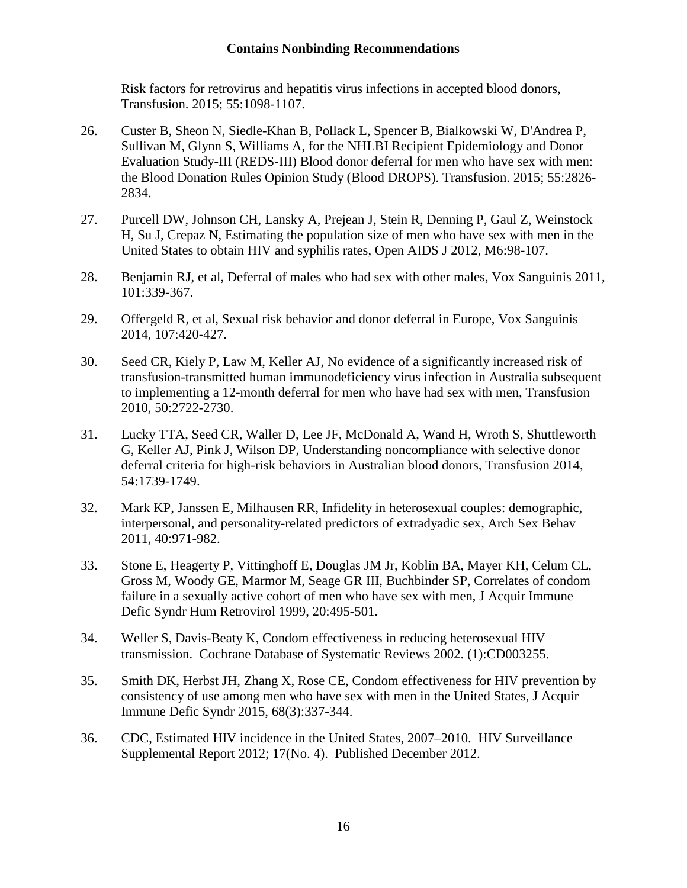Risk factors for retrovirus and hepatitis virus infections in accepted blood donors, Transfusion. 2015; 55:1098-1107.

26. Custer B, Sheon N, Siedle-Khan B, Pollack L, Spencer B, Bialkowski W, D'Andrea P, Sullivan M, Glynn S, Williams A, for the NHLBI Recipient Epidemiology and Donor Evaluation Study-III (REDS-III) Blood donor deferral for men who have sex with men: the Blood Donation Rules Opinion Study (Blood DROPS). Transfusion. 2015; 55:2826-2834.

27. Purcell DW, Johnson CH, Lansky A, Prejean J, Stein R, Denning P, Gaul Z, Weinstock H, Su J, Crepaz N, Estimating the population size of men who have sex with men in the United States to obtain HIV and syphilis rates, Open AIDS J 2012, M6:98-107.

28. Benjamin RJ, et al, Deferral of males who had sex with other males, Vox Sanguinis 2011, 101:339-367.

29. Offergeld R, et al, Sexual risk behavior and donor deferral in Europe, Vox Sanguinis 2014, 107:420-427.

30. Seed CR, Kiely P, Law M, Keller AJ, No evidence of a significantly increased risk of transfusion-transmitted human immunodeficiency virus infection in Australia subsequent to implementing a 12-month deferral for men who have had sex with men, Transfusion 2010, 50:2722-2730.

31. Lucky TTA, Seed CR, Waller D, Lee JF, McDonald A, Wand H, Wroth S, Shuttleworth G, Keller AJ, Pink J, Wilson DP, Understanding noncompliance with selective donor deferral criteria for high-risk behaviors in Australian blood donors, Transfusion 2014, 54:1739-1749.

32. Mark KP, Janssen E, Milhausen RR, Infidelity in heterosexual couples: demographic, interpersonal, and personality-related predictors of extradyadic sex, Arch Sex Behav 2011, 40:971-982.

33. Stone E, Heagerty P, Vittinghoff E, Douglas JM Jr, Koblin BA, Mayer KH, Celum CL, Gross M, Woody GE, Marmor M, Seage GR III, Buchbinder SP, Correlates of condom failure in a sexually active cohort of men who have sex with men, J Acquir Immune Defic Syndr Hum Retrovirol 1999, 20:495-501.

34. Weller S, Davis-Beaty K, Condom effectiveness in reducing heterosexual HIV transmission. Cochrane Database of Systematic Reviews 2002. (1):CD003255.

35. Smith DK, Herbst JH, Zhang X, Rose CE, Condom effectiveness for HIV prevention by consistency of use among men who have sex with men in the United States, J Acquir Immune Defic Syndr 2015, 68(3):337-344.

36. CDC, Estimated HIV incidence in the United States, 2007–2010. HIV Surveillance Supplemental Report 2012; 17(No. 4). Published December 2012.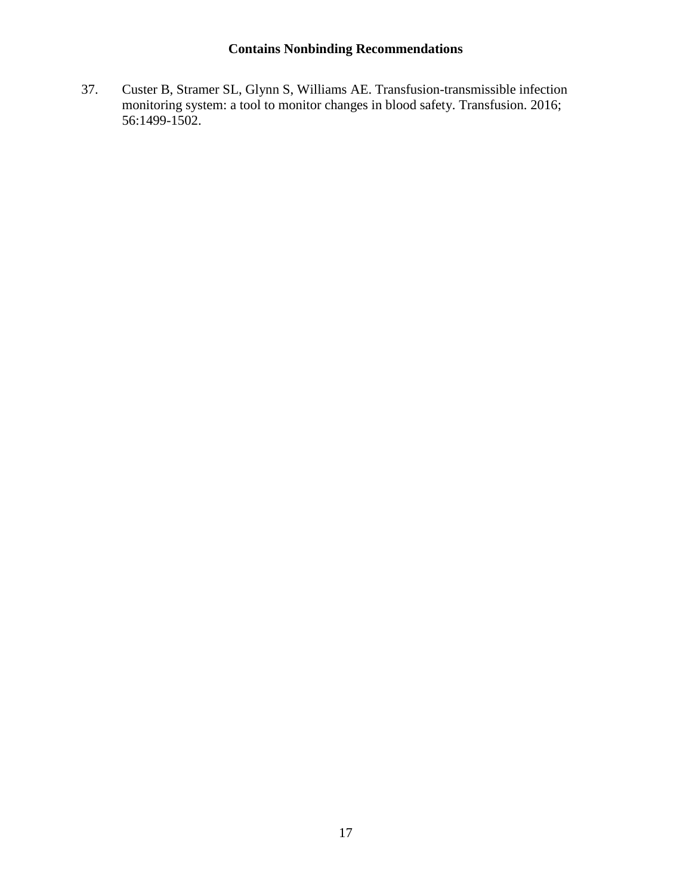37. Custer B, Stramer SL, Glynn S, Williams AE. Transfusion-transmissible infection monitoring system: a tool to monitor changes in blood safety. Transfusion. 2016; 56:1499-1502.